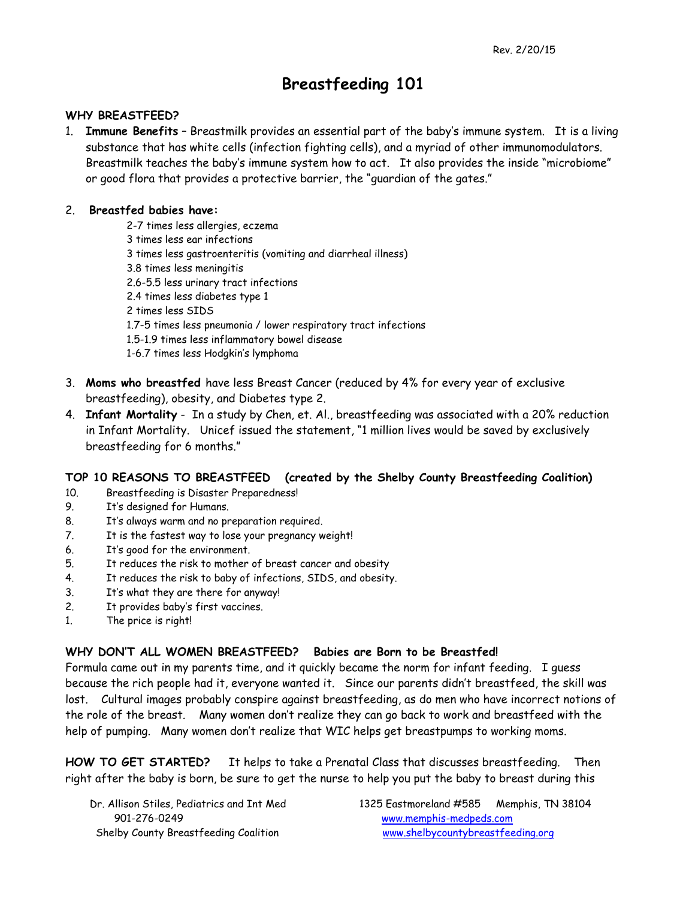Rev. 2/20/15

# Breastfeeding 101

## WHY BREASTFEED?

1. **Immune Benefits** – Breastmilk provides an essential part of the baby's immune system. It is a living substance that has white cells (infection fighting cells), and a myriad of other immunomodulators. Breastmilk teaches the baby's immune system how to act. It also provides the inside "microbiome" or good flora that provides a protective barrier, the "guardian of the gates."

2. **Breastfed babies have:**
   - 2-7 times less allergies, eczema
   - 3 times less ear infections
   - 3 times less gastroenteritis (vomiting and diarrheal illness)
   - 3.8 times less meningitis
   - 2.6-5.5 less urinary tract infections
   - 2.4 times less diabetes type 1
   - 2 times less SIDS
   - 1.7-5 times less pneumonia / lower respiratory tract infections
   - 1.5-1.9 times less inflammatory bowel disease
   - 1-6.7 times less Hodgkin's lymphoma

3. **Moms who breastfed** have less Breast Cancer (reduced by 4% for every year of exclusive breastfeeding), obesity, and Diabetes type 2.
4. **Infant Mortality** - In a study by Chen, et. Al., breastfeeding was associated with a 20% reduction in Infant Mortality. Unicef issued the statement, "1 million lives would be saved by exclusively breastfeeding for 6 months."

## TOP 10 REASONS TO BREASTFEED (created by the Shelby County Breastfeeding Coalition)

10. Breastfeeding is Disaster Preparedness!
9. It's designed for Humans.
8. It's always warm and no preparation required.
7. It is the fastest way to lose your pregnancy weight!
6. It's good for the environment.
5. It reduces the risk to mother of breast cancer and obesity
4. It reduces the risk to baby of infections, SIDS, and obesity.
3. It's what they are there for anyway!
2. It provides baby's first vaccines.
1. The price is right!

## WHY DON'T ALL WOMEN BREASTFEED? Babies are Born to be Breastfed!

Formula came out in my parents time, and it quickly became the norm for infant feeding. I guess because the rich people had it, everyone wanted it. Since our parents didn't breastfeed, the skill was lost. Cultural images probably conspire against breastfeeding, as do men who have incorrect notions of the role of the breast. Many women don't realize they can go back to work and breastfeed with the help of pumping. Many women don't realize that WIC helps get breastpumps to working moms.

**HOW TO GET STARTED?** It helps to take a Prenatal Class that discusses breastfeeding. Then right after the baby is born, be sure to get the nurse to help you put the baby to breast during this

Dr. Allison Stiles, Pediatrics and Int Med
901-276-0249
Shelby County Breastfeeding Coalition

1325 Eastmoreland #585 Memphis, TN 38104
www.memphis-medpeds.com
www.shelbycountybreastfeeding.org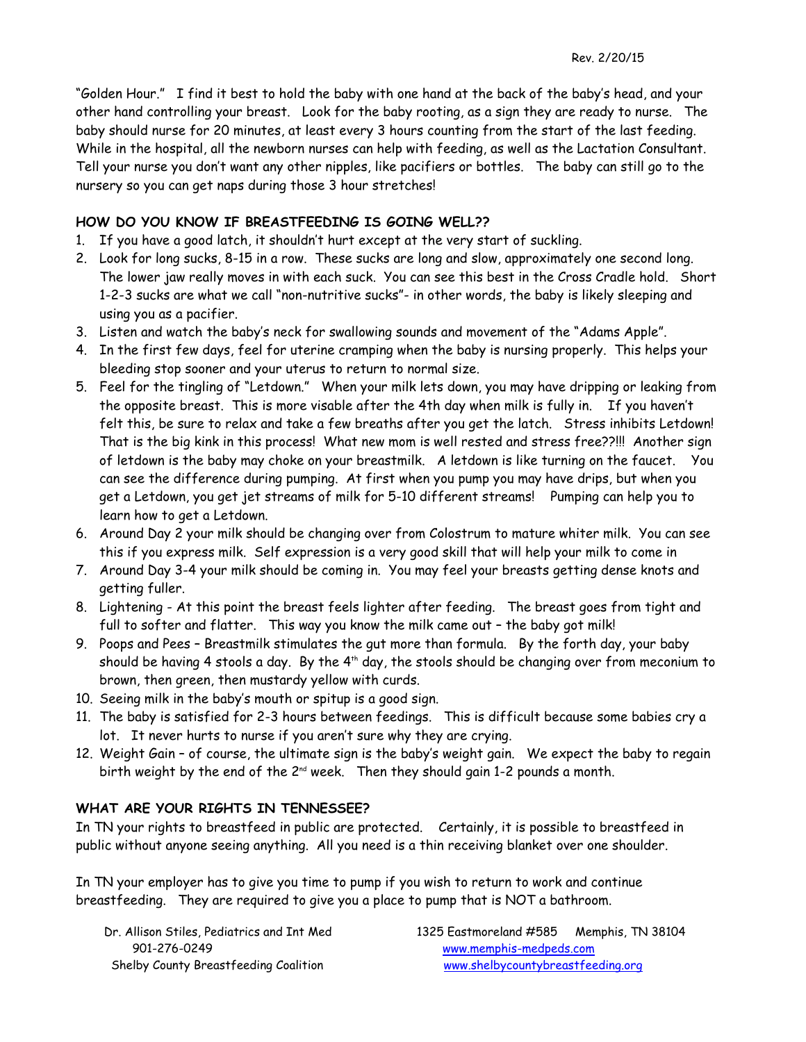"Golden Hour." I find it best to hold the baby with one hand at the back of the baby's head, and your other hand controlling your breast. Look for the baby rooting, as a sign they are ready to nurse. The baby should nurse for 20 minutes, at least every 3 hours counting from the start of the last feeding. While in the hospital, all the newborn nurses can help with feeding, as well as the Lactation Consultant. Tell your nurse you don't want any other nipples, like pacifiers or bottles. The baby can still go to the nursery so you can get naps during those 3 hour stretches!

**HOW DO YOU KNOW IF BREASTFEEDING IS GOING WELL??**

1. If you have a good latch, it shouldn't hurt except at the very start of suckling.
2. Look for long sucks, 8-15 in a row. These sucks are long and slow, approximately one second long. The lower jaw really moves in with each suck. You can see this best in the Cross Cradle hold. Short 1-2-3 sucks are what we call "non-nutritive sucks"- in other words, the baby is likely sleeping and using you as a pacifier.
3. Listen and watch the baby's neck for swallowing sounds and movement of the "Adams Apple".
4. In the first few days, feel for uterine cramping when the baby is nursing properly. This helps your bleeding stop sooner and your uterus to return to normal size.
5. Feel for the tingling of "Letdown." When your milk lets down, you may have dripping or leaking from the opposite breast. This is more visable after the 4th day when milk is fully in. If you haven't felt this, be sure to relax and take a few breaths after you get the latch. Stress inhibits Letdown! That is the big kink in this process! What new mom is well rested and stress free??!!! Another sign of letdown is the baby may choke on your breastmilk. A letdown is like turning on the faucet. You can see the difference during pumping. At first when you pump you may have drips, but when you get a Letdown, you get jet streams of milk for 5-10 different streams! Pumping can help you to learn how to get a Letdown.
6. Around Day 2 your milk should be changing over from Colostrum to mature whiter milk. You can see this if you express milk. Self expression is a very good skill that will help your milk to come in
7. Around Day 3-4 your milk should be coming in. You may feel your breasts getting dense knots and getting fuller.
8. Lightening - At this point the breast feels lighter after feeding. The breast goes from tight and full to softer and flatter. This way you know the milk came out – the baby got milk!
9. Poops and Pees – Breastmilk stimulates the gut more than formula. By the forth day, your baby should be having 4 stools a day. By the 4th day, the stools should be changing over from meconium to brown, then green, then mustardy yellow with curds.
10. Seeing milk in the baby's mouth or spitup is a good sign.
11. The baby is satisfied for 2-3 hours between feedings. This is difficult because some babies cry a lot. It never hurts to nurse if you aren't sure why they are crying.
12. Weight Gain – of course, the ultimate sign is the baby's weight gain. We expect the baby to regain birth weight by the end of the 2nd week. Then they should gain 1-2 pounds a month.

**WHAT ARE YOUR RIGHTS IN TENNESSEE?**

In TN your rights to breastfeed in public are protected. Certainly, it is possible to breastfeed in public without anyone seeing anything. All you need is a thin receiving blanket over one shoulder.

In TN your employer has to give you time to pump if you wish to return to work and continue breastfeeding. They are required to give you a place to pump that is NOT a bathroom.

Dr. Allison Stiles, Pediatrics and Int Med
901-276-0249
Shelby County Breastfeeding Coalition

1325 Eastmoreland #585 Memphis, TN 38104
www.memphis-medpeds.com
www.shelbycountybreastfeeding.org